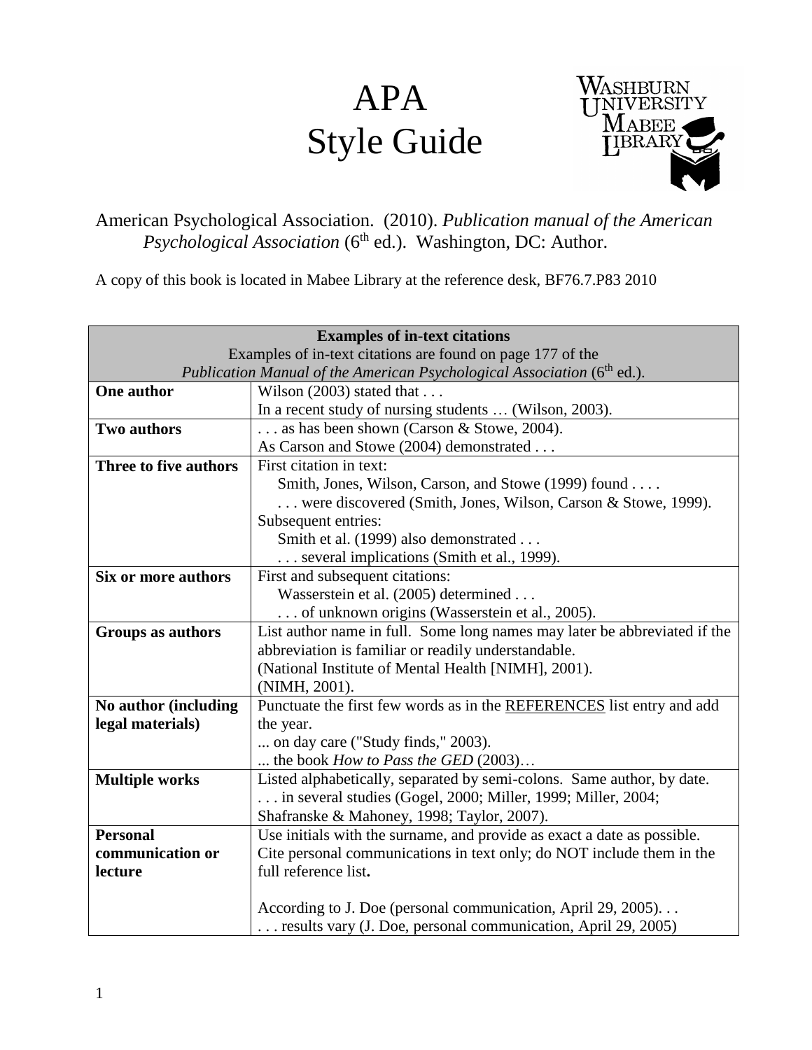# APA Style Guide

Washburn University Mabee Library

American Psychological Association. (2010). *Publication manual of the American Psychological Association* (6th ed.). Washington, DC: Author.

A copy of this book is located in Mabee Library at the reference desk, BF76.7.P83 2010

| **Examples of in-text citations**<br>Examples of in-text citations are found on page 177 of the<br>*Publication Manual of the American Psychological Association* (6th ed.). | |
|---|---|
| **One author** | Wilson (2003) stated that . . .<br>In a recent study of nursing students … (Wilson, 2003). |
| **Two authors** | . . . as has been shown (Carson & Stowe, 2004).<br>As Carson and Stowe (2004) demonstrated . . . |
| **Three to five authors** | First citation in text:<br>Smith, Jones, Wilson, Carson, and Stowe (1999) found . . . .<br>. . . were discovered (Smith, Jones, Wilson, Carson & Stowe, 1999).<br>Subsequent entries:<br>Smith et al. (1999) also demonstrated . . .<br>. . . several implications (Smith et al., 1999). |
| **Six or more authors** | First and subsequent citations:<br>Wasserstein et al. (2005) determined . . .<br>. . . of unknown origins (Wasserstein et al., 2005). |
| **Groups as authors** | List author name in full. Some long names may later be abbreviated if the abbreviation is familiar or readily understandable.<br>(National Institute of Mental Health [NIMH], 2001).<br>(NIMH, 2001). |
| **No author (including legal materials)** | Punctuate the first few words as in the <u>REFERENCES</u> list entry and add the year.<br>... on day care ("Study finds," 2003).<br>... the book *How to Pass the GED* (2003)… |
| **Multiple works** | Listed alphabetically, separated by semi-colons. Same author, by date.<br>. . . in several studies (Gogel, 2000; Miller, 1999; Miller, 2004; Shafranske & Mahoney, 1998; Taylor, 2007). |
| **Personal communication or lecture** | Use initials with the surname, and provide as exact a date as possible. Cite personal communications in text only; do NOT include them in the full reference list**.**<br><br>According to J. Doe (personal communication, April 29, 2005). . .<br>. . . results vary (J. Doe, personal communication, April 29, 2005) |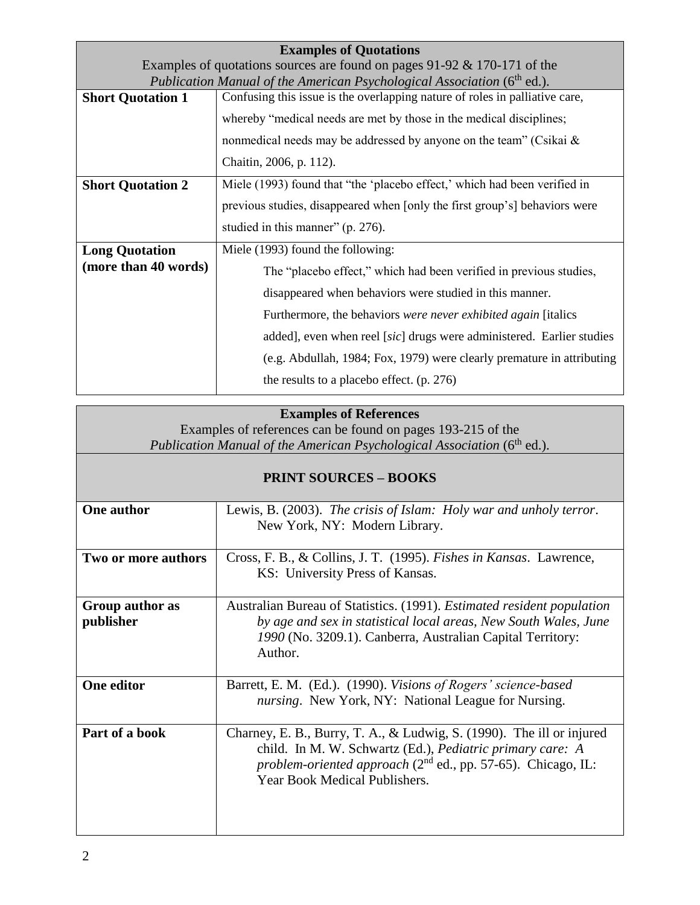| **Examples of Quotations**<br>Examples of quotations sources are found on pages 91-92 & 170-171 of the *Publication Manual of the American Psychological Association* (6th ed.). | |
|---|---|
| **Short Quotation 1** | Confusing this issue is the overlapping nature of roles in palliative care, whereby "medical needs are met by those in the medical disciplines; nonmedical needs may be addressed by anyone on the team" (Csikai & Chaitin, 2006, p. 112). |
| **Short Quotation 2** | Miele (1993) found that "the 'placebo effect,' which had been verified in previous studies, disappeared when [only the first group's] behaviors were studied in this manner" (p. 276). |
| **Long Quotation (more than 40 words)** | Miele (1993) found the following:<br>The "placebo effect," which had been verified in previous studies, disappeared when behaviors were studied in this manner. Furthermore, the behaviors *were never exhibited again* [italics added], even when reel [*sic*] drugs were administered. Earlier studies (e.g. Abdullah, 1984; Fox, 1979) were clearly premature in attributing the results to a placebo effect. (p. 276) |

| **Examples of References**<br>Examples of references can be found on pages 193-215 of the *Publication Manual of the American Psychological Association* (6th ed.). | |
|---|---|
| **PRINT SOURCES – BOOKS** | |
| **One author** | Lewis, B. (2003). *The crisis of Islam: Holy war and unholy terror*. New York, NY: Modern Library. |
| **Two or more authors** | Cross, F. B., & Collins, J. T. (1995). *Fishes in Kansas*. Lawrence, KS: University Press of Kansas. |
| **Group author as publisher** | Australian Bureau of Statistics. (1991). *Estimated resident population by age and sex in statistical local areas, New South Wales, June 1990* (No. 3209.1). Canberra, Australian Capital Territory: Author. |
| **One editor** | Barrett, E. M. (Ed.). (1990). *Visions of Rogers' science-based nursing*. New York, NY: National League for Nursing. |
| **Part of a book** | Charney, E. B., Burry, T. A., & Ludwig, S. (1990). The ill or injured child. In M. W. Schwartz (Ed.), *Pediatric primary care: A problem-oriented approach* (2nd ed., pp. 57-65). Chicago, IL: Year Book Medical Publishers. |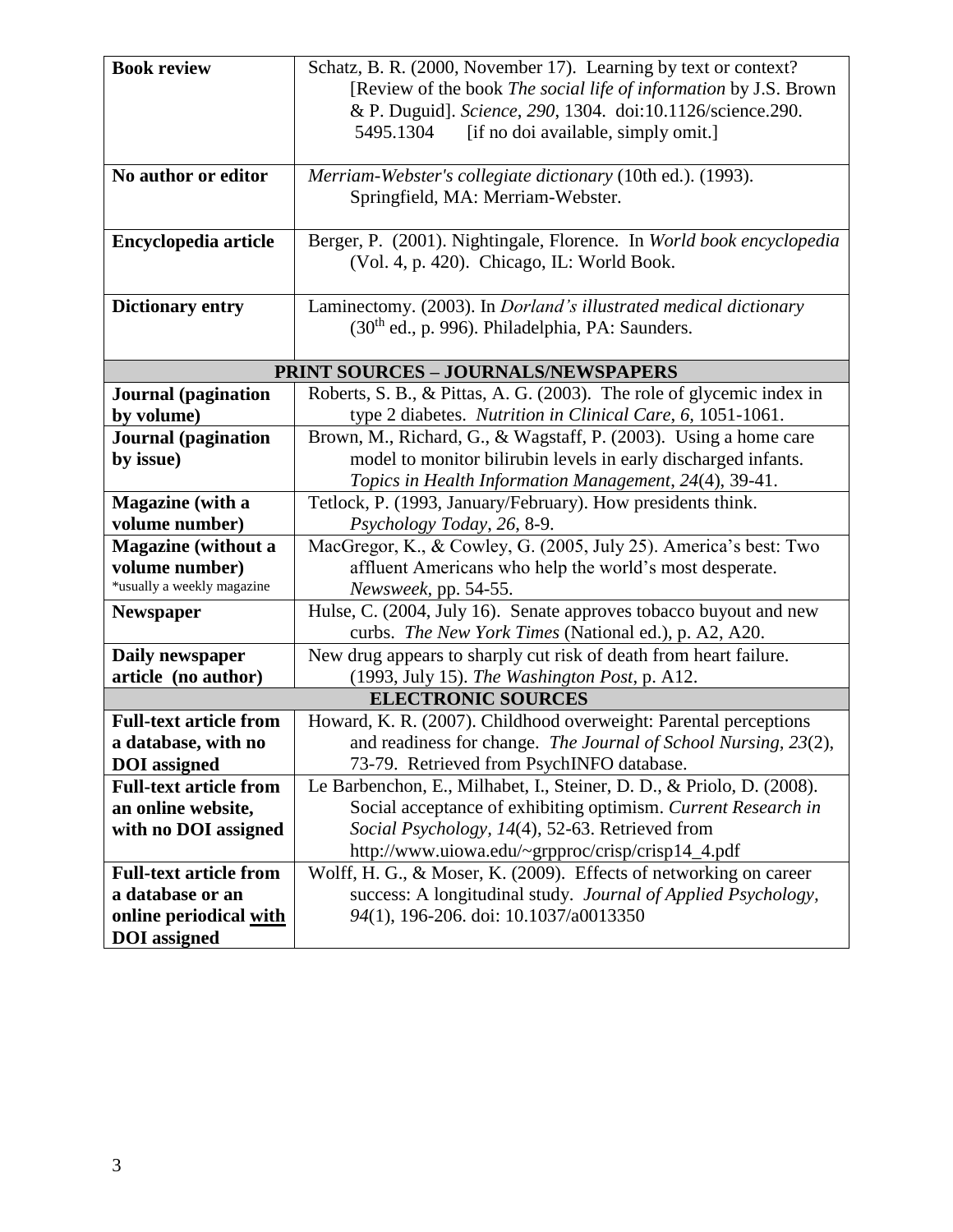| | |
|---|---|
| **Book review** | Schatz, B. R. (2000, November 17). Learning by text or context? [Review of the book *The social life of information* by J.S. Brown & P. Duguid]. *Science*, *290*, 1304. doi:10.1126/science.290. 5495.1304 [if no doi available, simply omit.] |
| **No author or editor** | *Merriam-Webster's collegiate dictionary* (10th ed.). (1993). Springfield, MA: Merriam-Webster. |
| **Encyclopedia article** | Berger, P. (2001). Nightingale, Florence. In *World book encyclopedia* (Vol. 4, p. 420). Chicago, IL: World Book. |
| **Dictionary entry** | Laminectomy. (2003). In *Dorland's illustrated medical dictionary* (30th ed., p. 996). Philadelphia, PA: Saunders. |
| **PRINT SOURCES – JOURNALS/NEWSPAPERS** | |
| **Journal (pagination by volume)** | Roberts, S. B., & Pittas, A. G. (2003). The role of glycemic index in type 2 diabetes. *Nutrition in Clinical Care*, *6*, 1051-1061. |
| **Journal (pagination by issue)** | Brown, M., Richard, G., & Wagstaff, P. (2003). Using a home care model to monitor bilirubin levels in early discharged infants. *Topics in Health Information Management*, *24*(4), 39-41. |
| **Magazine (with a volume number)** | Tetlock, P. (1993, January/February). How presidents think. *Psychology Today*, *26*, 8-9. |
| **Magazine (without a volume number)** *usually a weekly magazine | MacGregor, K., & Cowley, G. (2005, July 25). America's best: Two affluent Americans who help the world's most desperate. *Newsweek*, pp. 54-55. |
| **Newspaper** | Hulse, C. (2004, July 16). Senate approves tobacco buyout and new curbs. *The New York Times* (National ed.), p. A2, A20. |
| **Daily newspaper article (no author)** | New drug appears to sharply cut risk of death from heart failure. (1993, July 15). *The Washington Post*, p. A12. |
| **ELECTRONIC SOURCES** | |
| **Full-text article from a database, with no DOI assigned** | Howard, K. R. (2007). Childhood overweight: Parental perceptions and readiness for change. *The Journal of School Nursing*, *23*(2), 73-79. Retrieved from PsychINFO database. |
| **Full-text article from an online website, with no DOI assigned** | Le Barbenchon, E., Milhabet, I., Steiner, D. D., & Priolo, D. (2008). Social acceptance of exhibiting optimism. *Current Research in Social Psychology*, *14*(4), 52-63. Retrieved from http://www.uiowa.edu/~grpproc/crisp/crisp14_4.pdf |
| **Full-text article from a database or an online periodical with DOI assigned** | Wolff, H. G., & Moser, K. (2009). Effects of networking on career success: A longitudinal study. *Journal of Applied Psychology*, *94*(1), 196-206. doi: 10.1037/a0013350 |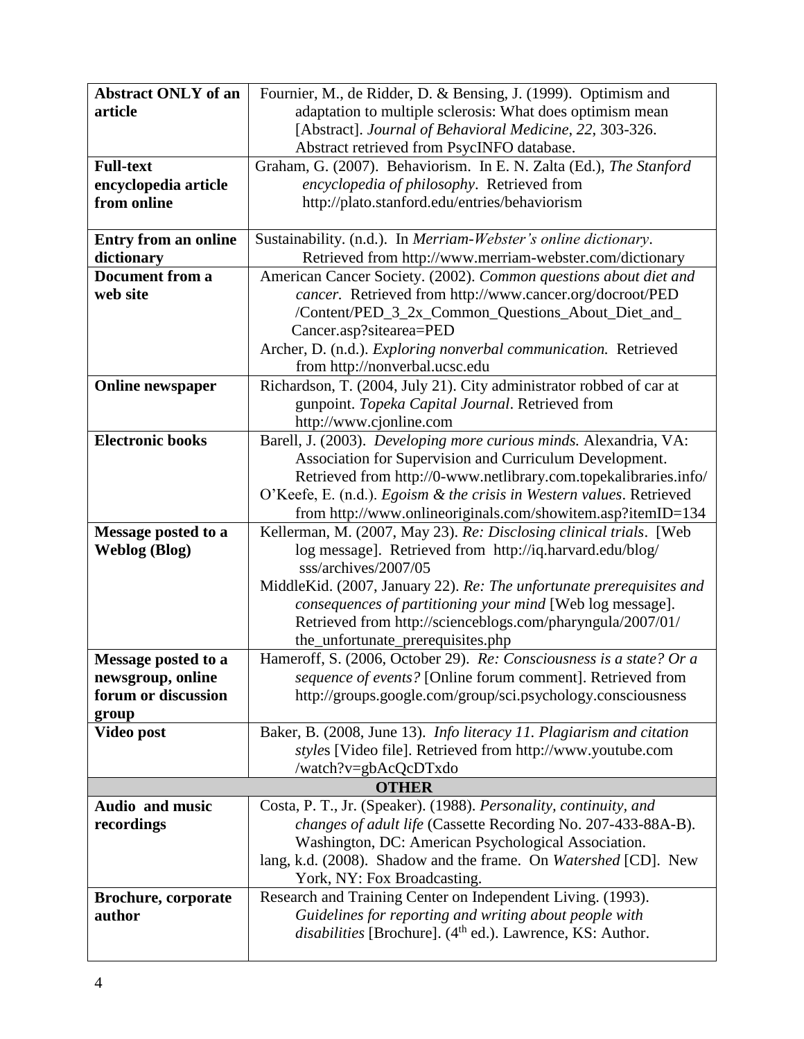| | |
|---|---|
| **Abstract ONLY of an article** | Fournier, M., de Ridder, D. & Bensing, J. (1999). Optimism and adaptation to multiple sclerosis: What does optimism mean [Abstract]. *Journal of Behavioral Medicine, 22*, 303-326. Abstract retrieved from PsycINFO database. |
| **Full-text encyclopedia article from online** | Graham, G. (2007). Behaviorism. In E. N. Zalta (Ed.), *The Stanford encyclopedia of philosophy*. Retrieved from http://plato.stanford.edu/entries/behaviorism |
| **Entry from an online dictionary** | Sustainability. (n.d.). In *Merriam-Webster's online dictionary*. Retrieved from http://www.merriam-webster.com/dictionary |
| **Document from a web site** | American Cancer Society. (2002). *Common questions about diet and cancer*. Retrieved from http://www.cancer.org/docroot/PED/Content/PED_3_2x_Common_Questions_About_Diet_and_Cancer.asp?sitearea=PED<br>Archer, D. (n.d.). *Exploring nonverbal communication.* Retrieved from http://nonverbal.ucsc.edu |
| **Online newspaper** | Richardson, T. (2004, July 21). City administrator robbed of car at gunpoint. *Topeka Capital Journal*. Retrieved from http://www.cjonline.com |
| **Electronic books** | Barell, J. (2003). *Developing more curious minds.* Alexandria, VA: Association for Supervision and Curriculum Development. Retrieved from http://0-www.netlibrary.com.topekalibraries.info/<br>O'Keefe, E. (n.d.). *Egoism & the crisis in Western values*. Retrieved from http://www.onlineoriginals.com/showitem.asp?itemID=134 |
| **Message posted to a Weblog (Blog)** | Kellerman, M. (2007, May 23). *Re: Disclosing clinical trials*. [Web log message]. Retrieved from http://iq.harvard.edu/blog/sss/archives/2007/05<br>MiddleKid. (2007, January 22). *Re: The unfortunate prerequisites and consequences of partitioning your mind* [Web log message]. Retrieved from http://scienceblogs.com/pharyngula/2007/01/the_unfortunate_prerequisites.php |
| **Message posted to a newsgroup, online forum or discussion group** | Hameroff, S. (2006, October 29). *Re: Consciousness is a state? Or a sequence of events?* [Online forum comment]. Retrieved from http://groups.google.com/group/sci.psychology.consciousness |
| **Video post** | Baker, B. (2008, June 13). *Info literacy 11. Plagiarism and citation styles* [Video file]. Retrieved from http://www.youtube.com/watch?v=gbAcQcDTxdo |
| **OTHER** | |
| **Audio and music recordings** | Costa, P. T., Jr. (Speaker). (1988). *Personality, continuity, and changes of adult life* (Cassette Recording No. 207-433-88A-B). Washington, DC: American Psychological Association.<br>lang, k.d. (2008). Shadow and the frame. On *Watershed* [CD]. New York, NY: Fox Broadcasting. |
| **Brochure, corporate author** | Research and Training Center on Independent Living. (1993). *Guidelines for reporting and writing about people with disabilities* [Brochure]. (4th ed.). Lawrence, KS: Author. |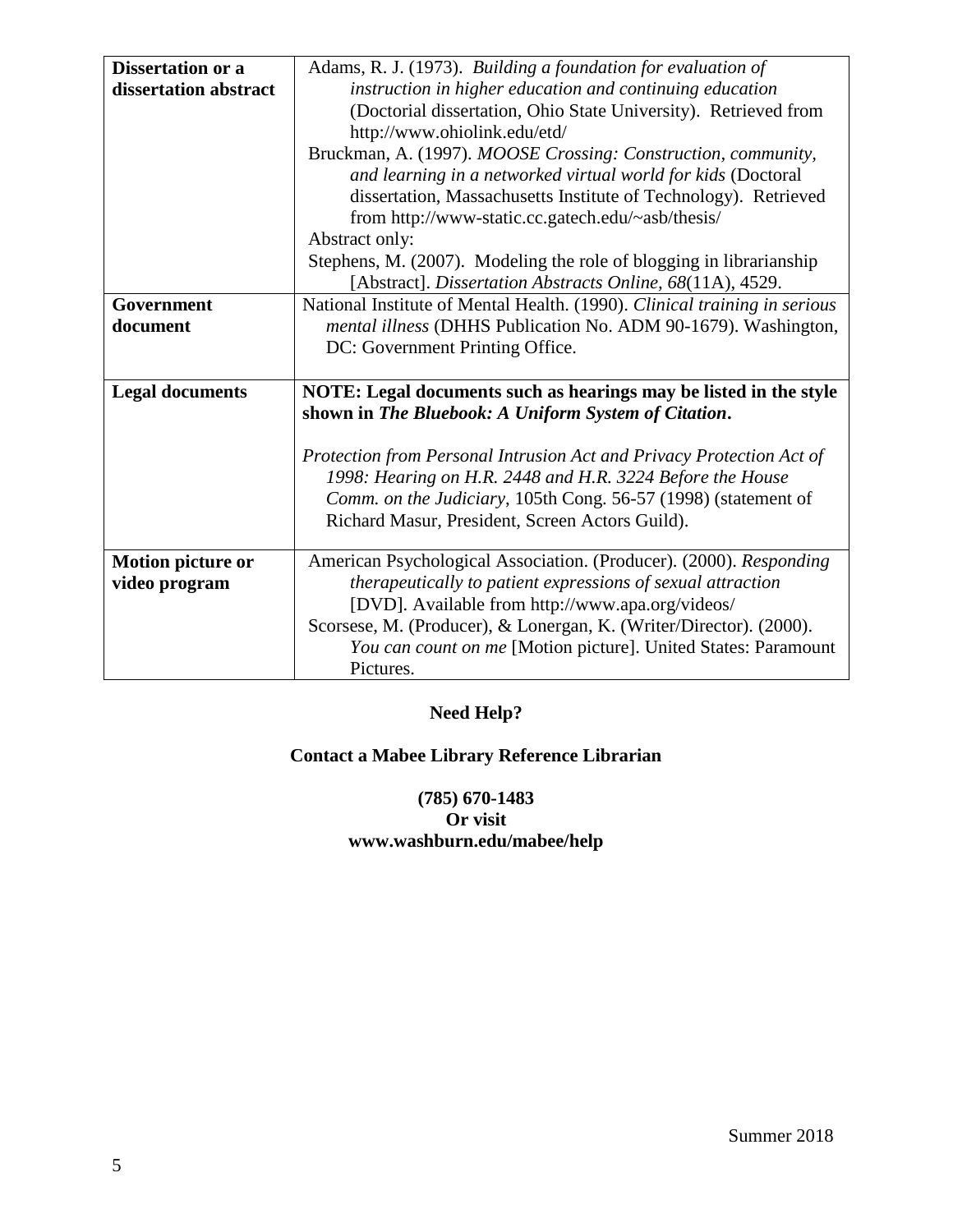| | |
|---|---|
| **Dissertation or a dissertation abstract** | Adams, R. J. (1973). *Building a foundation for evaluation of instruction in higher education and continuing education* (Doctorial dissertation, Ohio State University). Retrieved from http://www.ohiolink.edu/etd/<br>Bruckman, A. (1997). *MOOSE Crossing: Construction, community, and learning in a networked virtual world for kids* (Doctoral dissertation, Massachusetts Institute of Technology). Retrieved from http://www-static.cc.gatech.edu/~asb/thesis/<br>Abstract only:<br>Stephens, M. (2007). Modeling the role of blogging in librarianship [Abstract]. *Dissertation Abstracts Online, 68*(11A), 4529. |
| **Government document** | National Institute of Mental Health. (1990). *Clinical training in serious mental illness* (DHHS Publication No. ADM 90-1679). Washington, DC: Government Printing Office. |
| **Legal documents** | **NOTE: Legal documents such as hearings may be listed in the style shown in *The Bluebook: A Uniform System of Citation*.**<br><br>*Protection from Personal Intrusion Act and Privacy Protection Act of 1998: Hearing on H.R. 2448 and H.R. 3224 Before the House Comm. on the Judiciary*, 105th Cong. 56-57 (1998) (statement of Richard Masur, President, Screen Actors Guild). |
| **Motion picture or video program** | American Psychological Association. (Producer). (2000). *Responding therapeutically to patient expressions of sexual attraction* [DVD]. Available from http://www.apa.org/videos/<br>Scorsese, M. (Producer), & Lonergan, K. (Writer/Director). (2000). *You can count on me* [Motion picture]. United States: Paramount Pictures. |

**Need Help?**

**Contact a Mabee Library Reference Librarian**

**(785) 670-1483**
**Or visit**
**www.washburn.edu/mabee/help**

Summer 2018